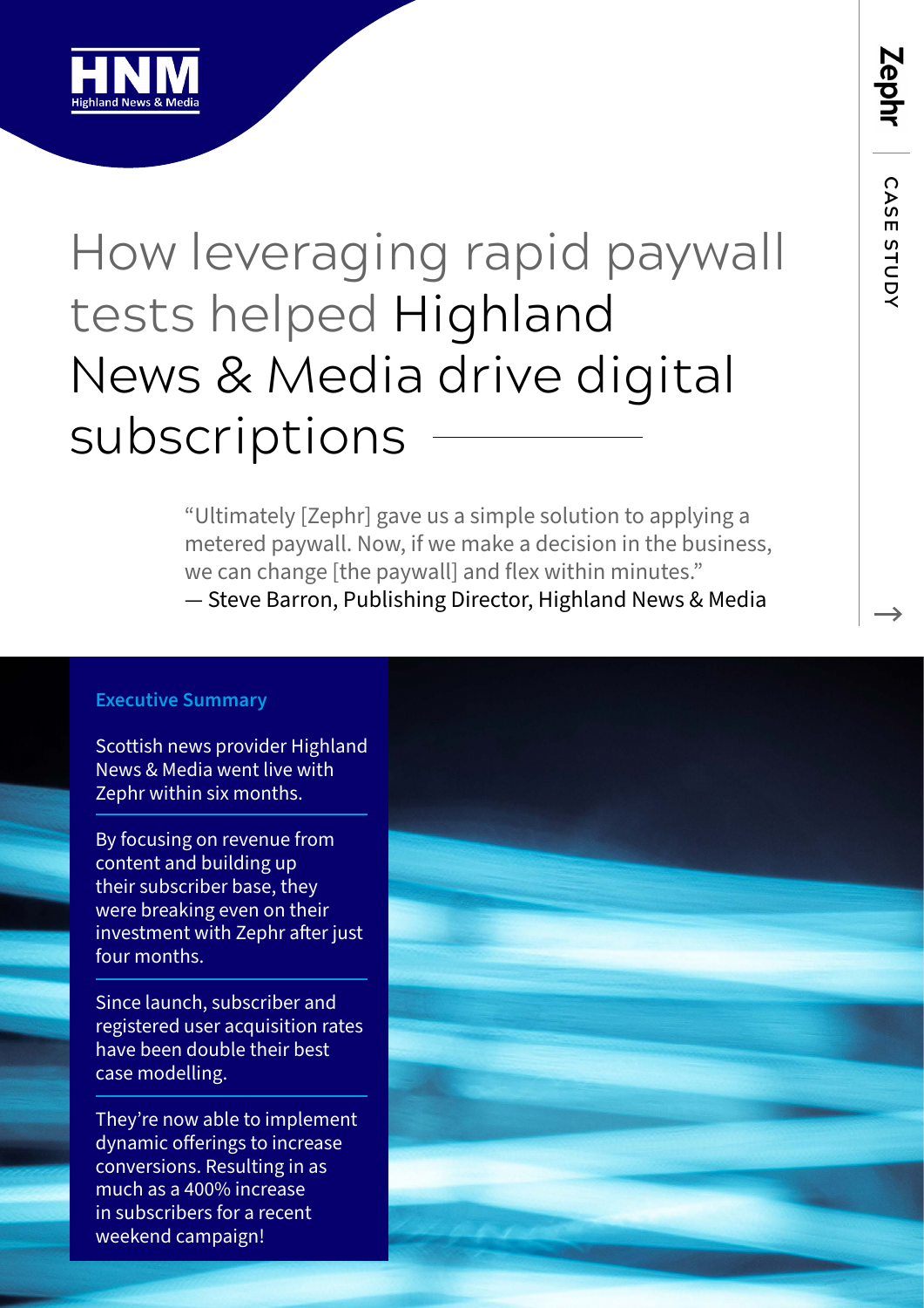HNM
Highland News & Media

Zephr | CASE STUDY

# How leveraging rapid paywall tests helped Highland News & Media drive digital subscriptions

"Ultimately [Zephr] gave us a simple solution to applying a metered paywall. Now, if we make a decision in the business, we can change [the paywall] and flex within minutes."
— Steve Barron, Publishing Director, Highland News & Media

## Executive Summary

Scottish news provider Highland News & Media went live with Zephr within six months.

By focusing on revenue from content and building up their subscriber base, they were breaking even on their investment with Zephr after just four months.

Since launch, subscriber and registered user acquisition rates have been double their best case modelling.

They're now able to implement dynamic offerings to increase conversions. Resulting in as much as a 400% increase in subscribers for a recent weekend campaign!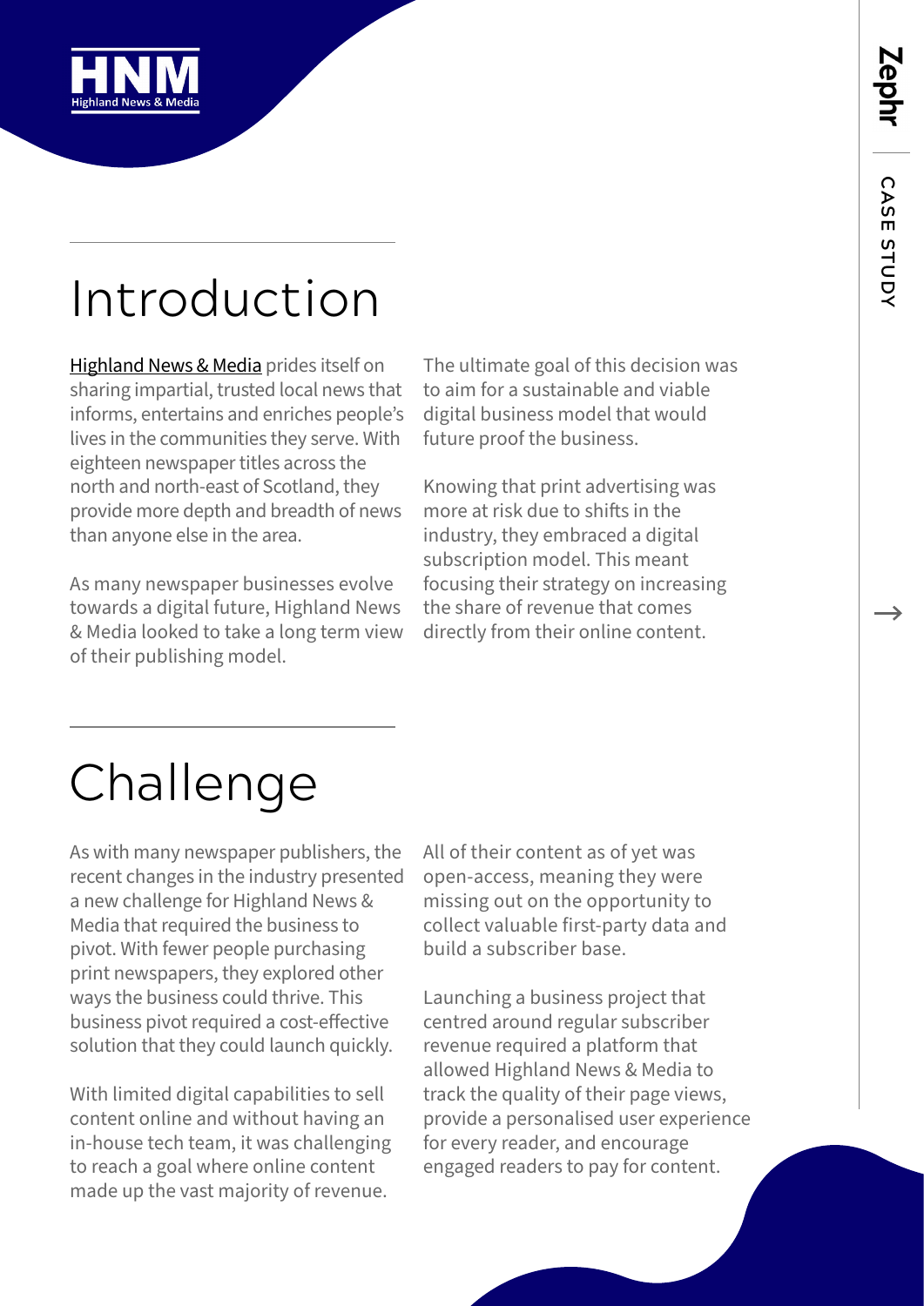# Introduction

[Highland News & Media] prides itself on sharing impartial, trusted local news that informs, entertains and enriches people's lives in the communities they serve. With eighteen newspaper titles across the north and north-east of Scotland, they provide more depth and breadth of news than anyone else in the area.

As many newspaper businesses evolve towards a digital future, Highland News & Media looked to take a long term view of their publishing model.

The ultimate goal of this decision was to aim for a sustainable and viable digital business model that would future proof the business.

Knowing that print advertising was more at risk due to shifts in the industry, they embraced a digital subscription model. This meant focusing their strategy on increasing the share of revenue that comes directly from their online content.

# Challenge

As with many newspaper publishers, the recent changes in the industry presented a new challenge for Highland News & Media that required the business to pivot. With fewer people purchasing print newspapers, they explored other ways the business could thrive. This business pivot required a cost-effective solution that they could launch quickly.

With limited digital capabilities to sell content online and without having an in-house tech team, it was challenging to reach a goal where online content made up the vast majority of revenue.

All of their content as of yet was open-access, meaning they were missing out on the opportunity to collect valuable first-party data and build a subscriber base.

Launching a business project that centred around regular subscriber revenue required a platform that allowed Highland News & Media to track the quality of their page views, provide a personalised user experience for every reader, and encourage engaged readers to pay for content.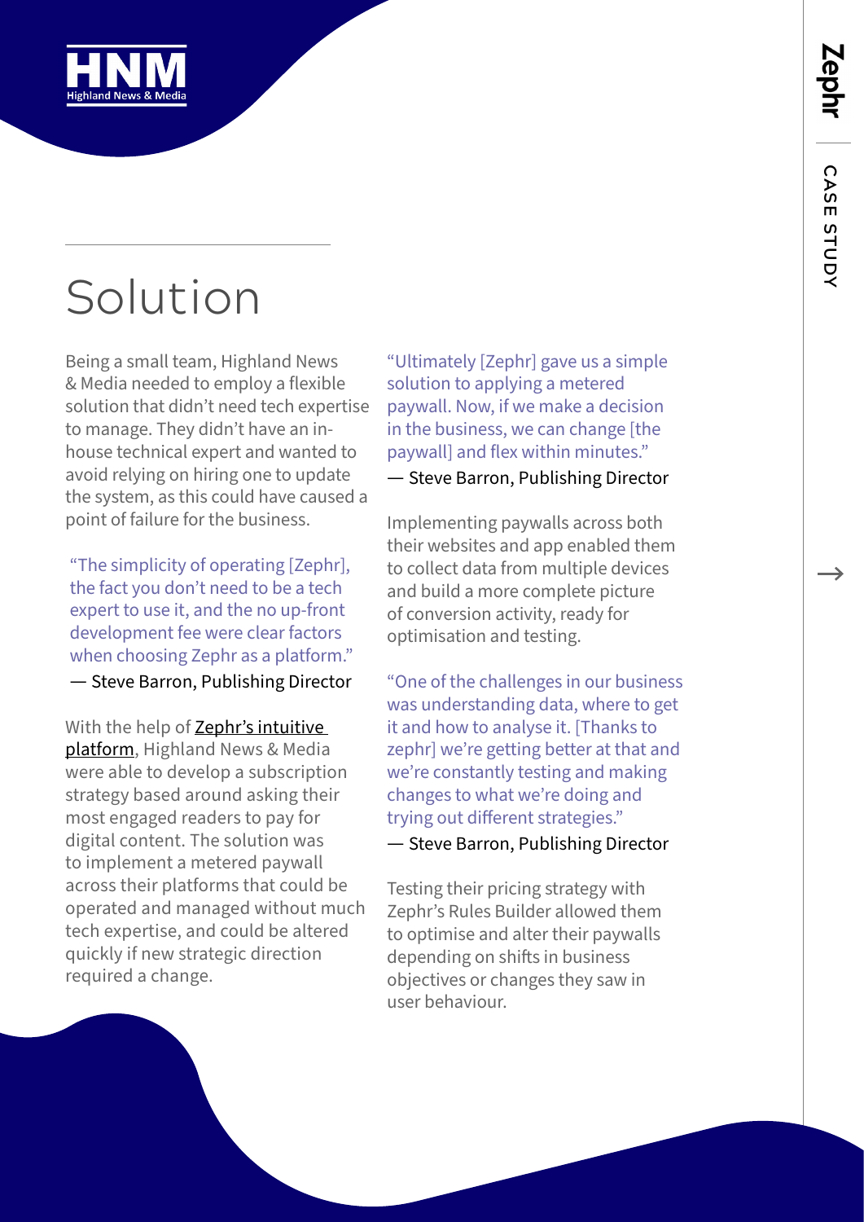# Solution

Being a small team, Highland News & Media needed to employ a flexible solution that didn't need tech expertise to manage. They didn't have an in-house technical expert and wanted to avoid relying on hiring one to update the system, as this could have caused a point of failure for the business.

"The simplicity of operating [Zephr], the fact you don't need to be a tech expert to use it, and the no up-front development fee were clear factors when choosing Zephr as a platform."
— Steve Barron, Publishing Director

With the help of Zephr's intuitive platform, Highland News & Media were able to develop a subscription strategy based around asking their most engaged readers to pay for digital content. The solution was to implement a metered paywall across their platforms that could be operated and managed without much tech expertise, and could be altered quickly if new strategic direction required a change.

"Ultimately [Zephr] gave us a simple solution to applying a metered paywall. Now, if we make a decision in the business, we can change [the paywall] and flex within minutes."
— Steve Barron, Publishing Director

Implementing paywalls across both their websites and app enabled them to collect data from multiple devices and build a more complete picture of conversion activity, ready for optimisation and testing.

"One of the challenges in our business was understanding data, where to get it and how to analyse it. [Thanks to zephr] we're getting better at that and we're constantly testing and making changes to what we're doing and trying out different strategies."
— Steve Barron, Publishing Director

Testing their pricing strategy with Zephr's Rules Builder allowed them to optimise and alter their paywalls depending on shifts in business objectives or changes they saw in user behaviour.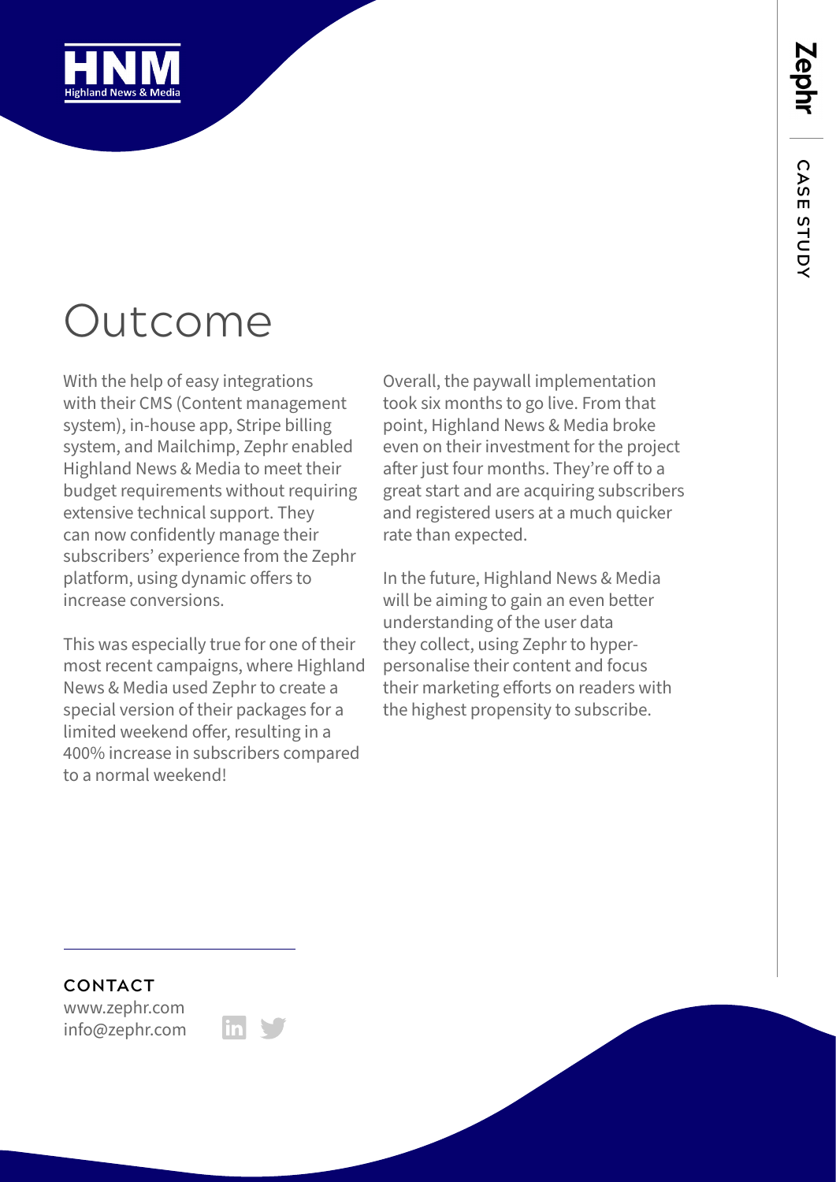# Outcome

With the help of easy integrations with their CMS (Content management system), in-house app, Stripe billing system, and Mailchimp, Zephr enabled Highland News & Media to meet their budget requirements without requiring extensive technical support. They can now confidently manage their subscribers' experience from the Zephr platform, using dynamic offers to increase conversions.

This was especially true for one of their most recent campaigns, where Highland News & Media used Zephr to create a special version of their packages for a limited weekend offer, resulting in a 400% increase in subscribers compared to a normal weekend!

Overall, the paywall implementation took six months to go live. From that point, Highland News & Media broke even on their investment for the project after just four months. They're off to a great start and are acquiring subscribers and registered users at a much quicker rate than expected.

In the future, Highland News & Media will be aiming to gain an even better understanding of the user data they collect, using Zephr to hyper-personalise their content and focus their marketing efforts on readers with the highest propensity to subscribe.

**CONTACT**

www.zephr.com
info@zephr.com